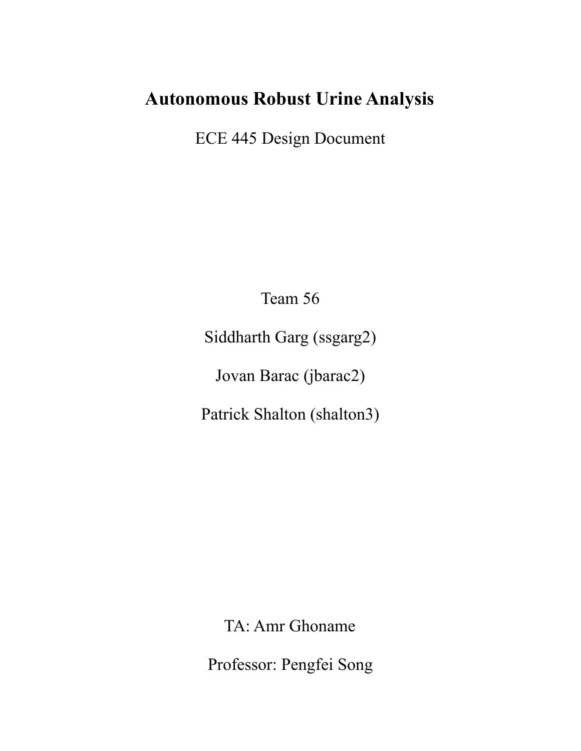# Autonomous Robust Urine Analysis

ECE 445 Design Document

Team 56

Siddharth Garg (ssgarg2)

Jovan Barac (jbarac2)

Patrick Shalton (shalton3)

TA: Amr Ghoname

Professor: Pengfei Song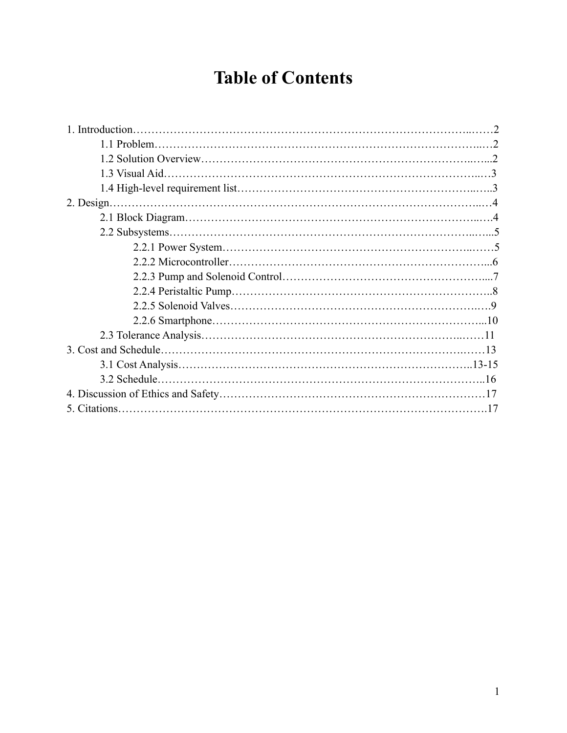# Table of Contents

1. Introduction……………………………………………………………………………………2
    - 1.1 Problem……………………………………………………………………………2
    - 1.2 Solution Overview………………………………………………………………2
    - 1.3 Visual Aid…………………………………………………………………………3
    - 1.4 High-level requirement list………………………………………………………3
2. Design……………………………………………………………………………………………4
    - 2.1 Block Diagram……………………………………………………………………4
    - 2.2 Subsystems………………………………………………………………………5
        - 2.2.1 Power System…………………………………………………………5
        - 2.2.2 Microcontroller………………………………………………………6
        - 2.2.3 Pump and Solenoid Control…………………………………………7
        - 2.2.4 Peristaltic Pump………………………………………………………8
        - 2.2.5 Solenoid Valves………………………………………………………9
        - 2.2.6 Smartphone…………………………………………………………10
    - 2.3 Tolerance Analysis……………………………………………………………11
3. Cost and Schedule……………………………………………………………………………13
    - 3.1 Cost Analysis……………………………………………………………………13-15
    - 3.2 Schedule…………………………………………………………………………16
4. Discussion of Ethics and Safety……………………………………………………………17
5. Citations………………………………………………………………………………………17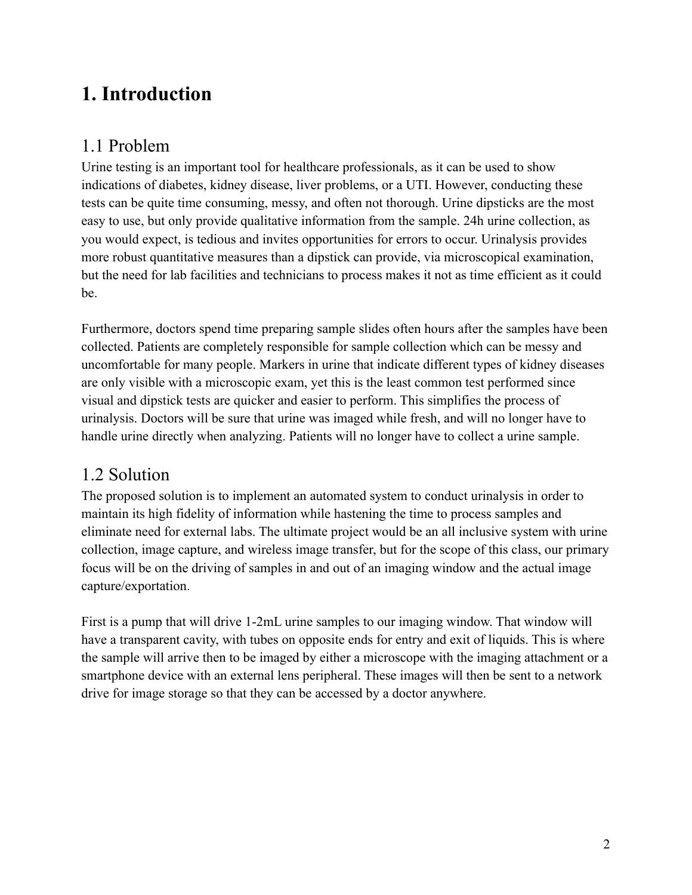# 1. Introduction

## 1.1 Problem

Urine testing is an important tool for healthcare professionals, as it can be used to show indications of diabetes, kidney disease, liver problems, or a UTI. However, conducting these tests can be quite time consuming, messy, and often not thorough. Urine dipsticks are the most easy to use, but only provide qualitative information from the sample. 24h urine collection, as you would expect, is tedious and invites opportunities for errors to occur. Urinalysis provides more robust quantitative measures than a dipstick can provide, via microscopical examination, but the need for lab facilities and technicians to process makes it not as time efficient as it could be.

Furthermore, doctors spend time preparing sample slides often hours after the samples have been collected. Patients are completely responsible for sample collection which can be messy and uncomfortable for many people. Markers in urine that indicate different types of kidney diseases are only visible with a microscopic exam, yet this is the least common test performed since visual and dipstick tests are quicker and easier to perform. This simplifies the process of urinalysis. Doctors will be sure that urine was imaged while fresh, and will no longer have to handle urine directly when analyzing. Patients will no longer have to collect a urine sample.

## 1.2 Solution

The proposed solution is to implement an automated system to conduct urinalysis in order to maintain its high fidelity of information while hastening the time to process samples and eliminate need for external labs. The ultimate project would be an all inclusive system with urine collection, image capture, and wireless image transfer, but for the scope of this class, our primary focus will be on the driving of samples in and out of an imaging window and the actual image capture/exportation.

First is a pump that will drive 1-2mL urine samples to our imaging window. That window will have a transparent cavity, with tubes on opposite ends for entry and exit of liquids. This is where the sample will arrive then to be imaged by either a microscope with the imaging attachment or a smartphone device with an external lens peripheral. These images will then be sent to a network drive for image storage so that they can be accessed by a doctor anywhere.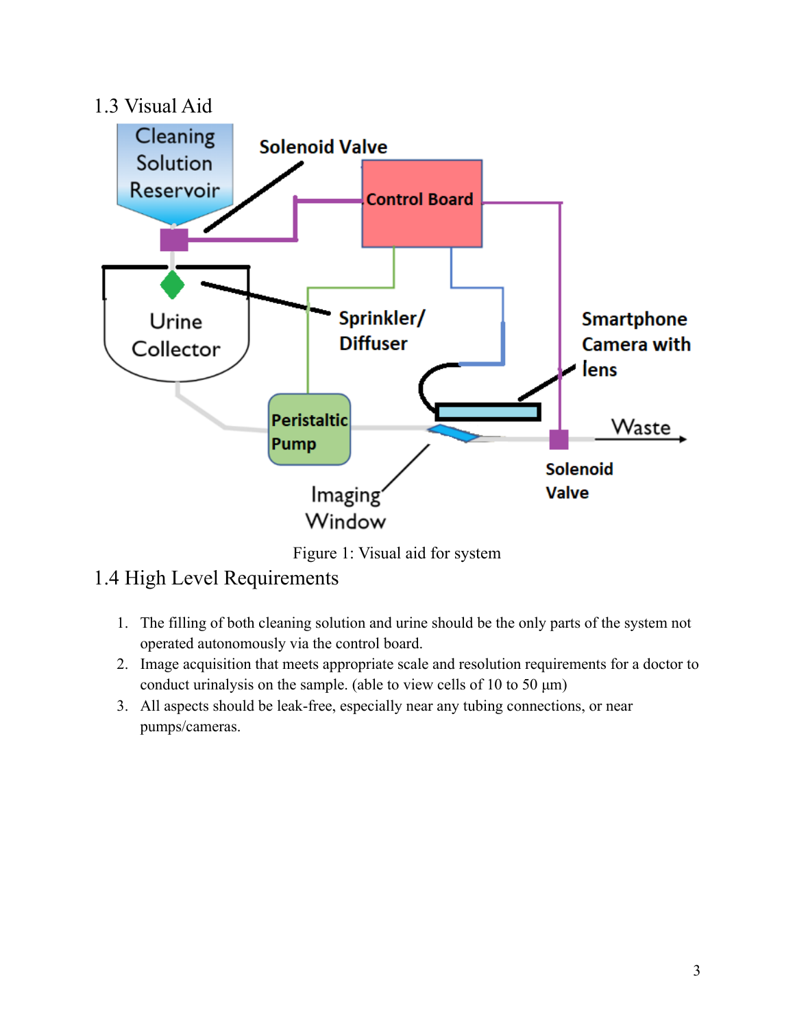## 1.3 Visual Aid

Figure 1: Visual aid for system

## 1.4 High Level Requirements

1. The filling of both cleaning solution and urine should be the only parts of the system not operated autonomously via the control board.
2. Image acquisition that meets appropriate scale and resolution requirements for a doctor to conduct urinalysis on the sample. (able to view cells of 10 to 50 μm)
3. All aspects should be leak-free, especially near any tubing connections, or near pumps/cameras.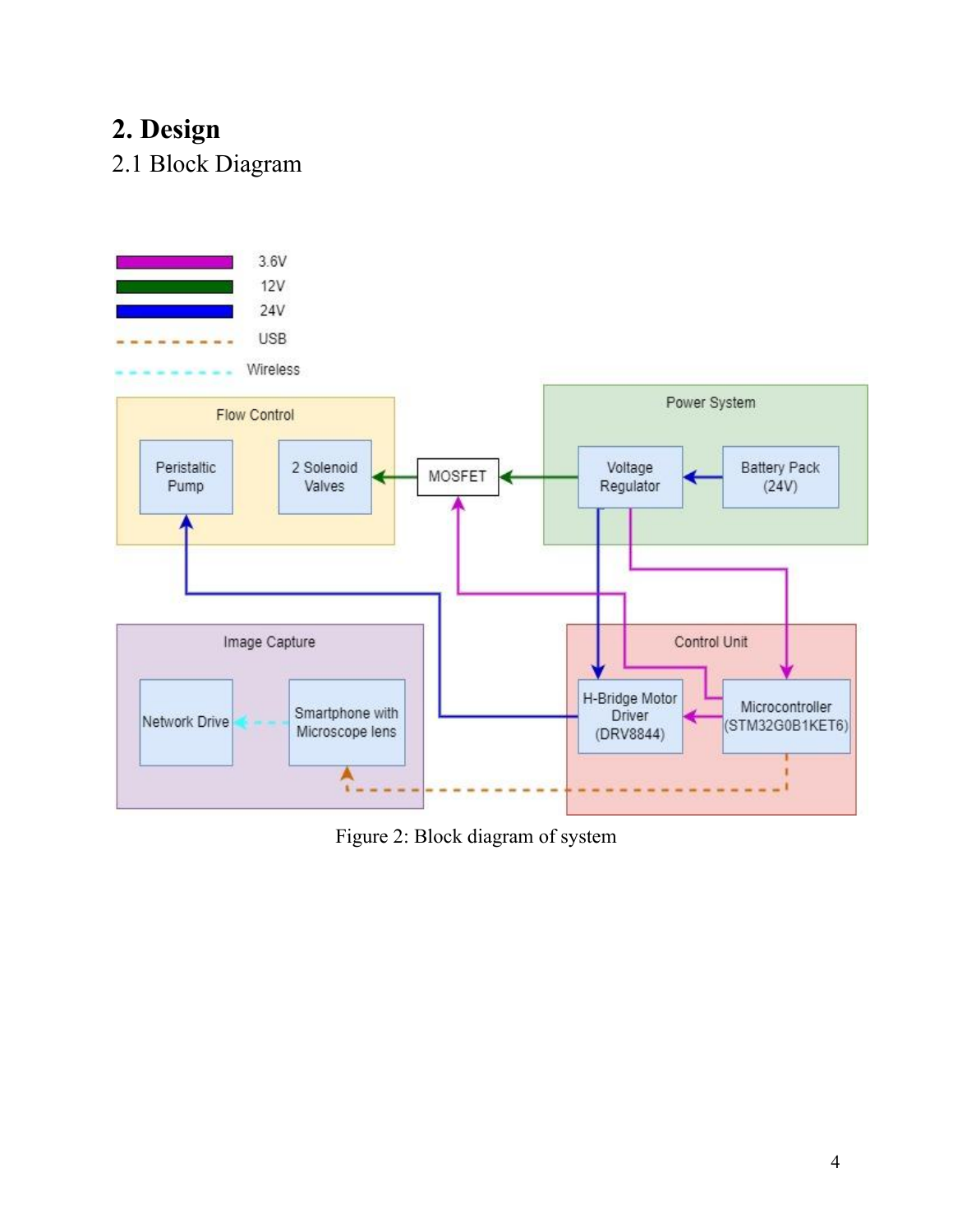# 2. Design

## 2.1 Block Diagram

Figure 2: Block diagram of system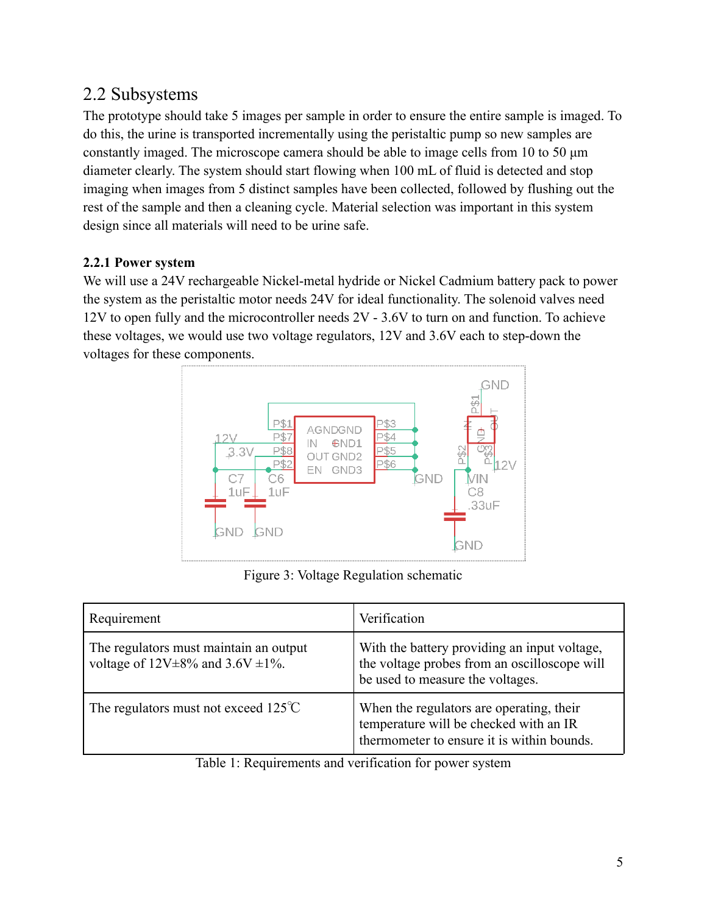## 2.2 Subsystems

The prototype should take 5 images per sample in order to ensure the entire sample is imaged. To do this, the urine is transported incrementally using the peristaltic pump so new samples are constantly imaged. The microscope camera should be able to image cells from 10 to 50 µm diameter clearly. The system should start flowing when 100 mL of fluid is detected and stop imaging when images from 5 distinct samples have been collected, followed by flushing out the rest of the sample and then a cleaning cycle. Material selection was important in this system design since all materials will need to be urine safe.

### 2.2.1 Power system

We will use a 24V rechargeable Nickel-metal hydride or Nickel Cadmium battery pack to power the system as the peristaltic motor needs 24V for ideal functionality. The solenoid valves need 12V to open fully and the microcontroller needs 2V - 3.6V to turn on and function. To achieve these voltages, we would use two voltage regulators, 12V and 3.6V each to step-down the voltages for these components.

Figure 3: Voltage Regulation schematic

| Requirement | Verification |
|---|---|
| The regulators must maintain an output voltage of 12V±8% and 3.6V ±1%. | With the battery providing an input voltage, the voltage probes from an oscilloscope will be used to measure the voltages. |
| The regulators must not exceed 125℃ | When the regulators are operating, their temperature will be checked with an IR thermometer to ensure it is within bounds. |

Table 1: Requirements and verification for power system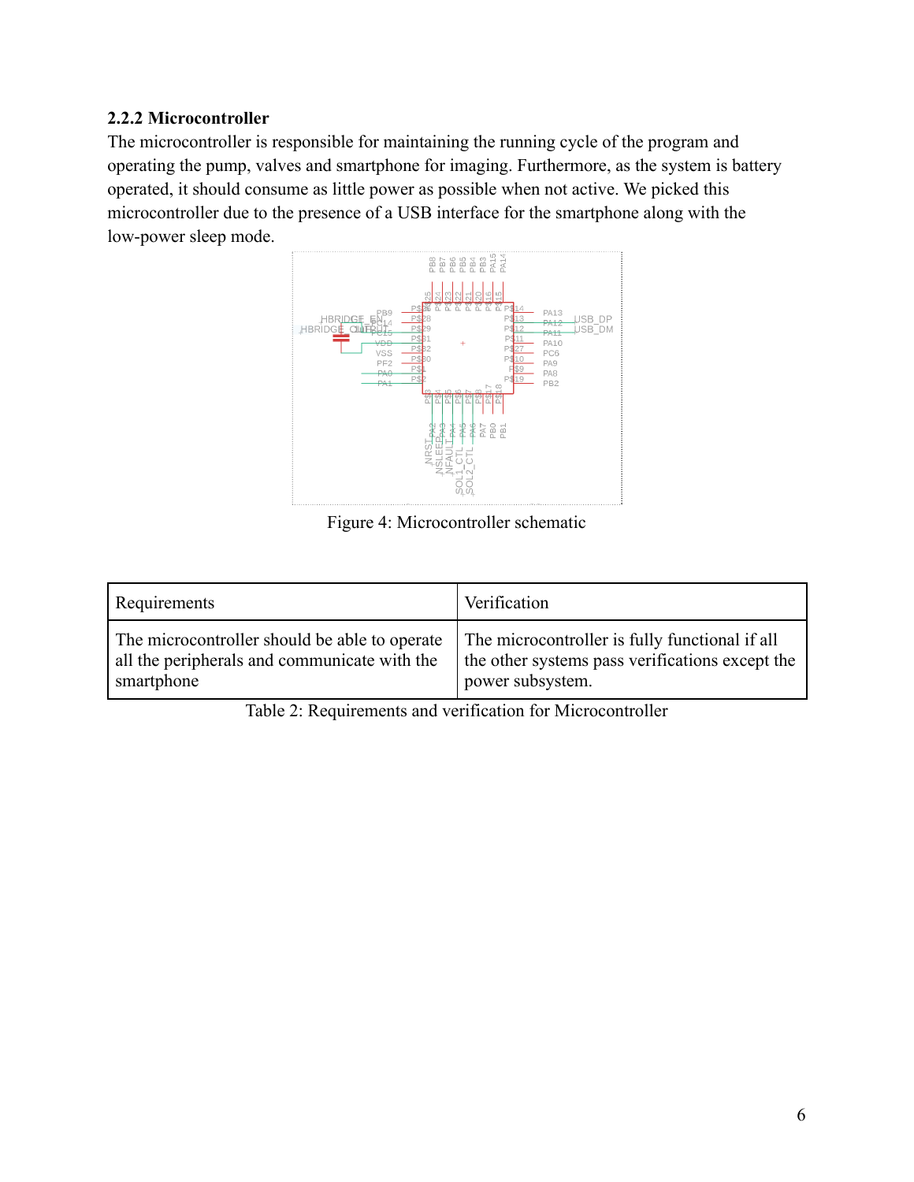### 2.2.2 Microcontroller

The microcontroller is responsible for maintaining the running cycle of the program and operating the pump, valves and smartphone for imaging. Furthermore, as the system is battery operated, it should consume as little power as possible when not active. We picked this microcontroller due to the presence of a USB interface for the smartphone along with the low-power sleep mode.

Figure 4: Microcontroller schematic

| Requirements | Verification |
| --- | --- |
| The microcontroller should be able to operate all the peripherals and communicate with the smartphone | The microcontroller is fully functional if all the other systems pass verifications except the power subsystem. |

Table 2: Requirements and verification for Microcontroller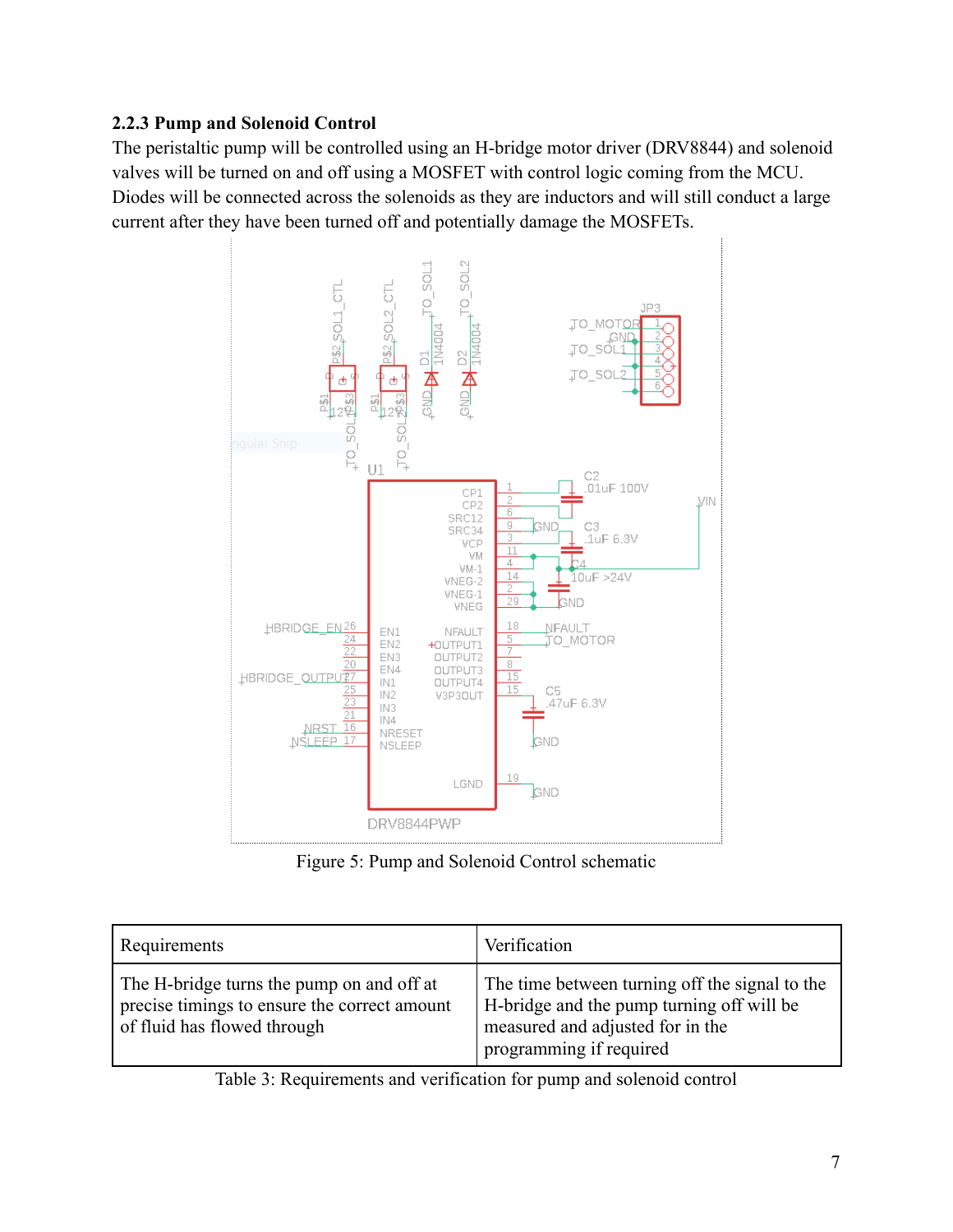### 2.2.3 Pump and Solenoid Control

The peristaltic pump will be controlled using an H-bridge motor driver (DRV8844) and solenoid valves will be turned on and off using a MOSFET with control logic coming from the MCU. Diodes will be connected across the solenoids as they are inductors and will still conduct a large current after they have been turned off and potentially damage the MOSFETs.

Figure 5: Pump and Solenoid Control schematic

| Requirements | Verification |
|---|---|
| The H-bridge turns the pump on and off at precise timings to ensure the correct amount of fluid has flowed through | The time between turning off the signal to the H-bridge and the pump turning off will be measured and adjusted for in the programming if required |

Table 3: Requirements and verification for pump and solenoid control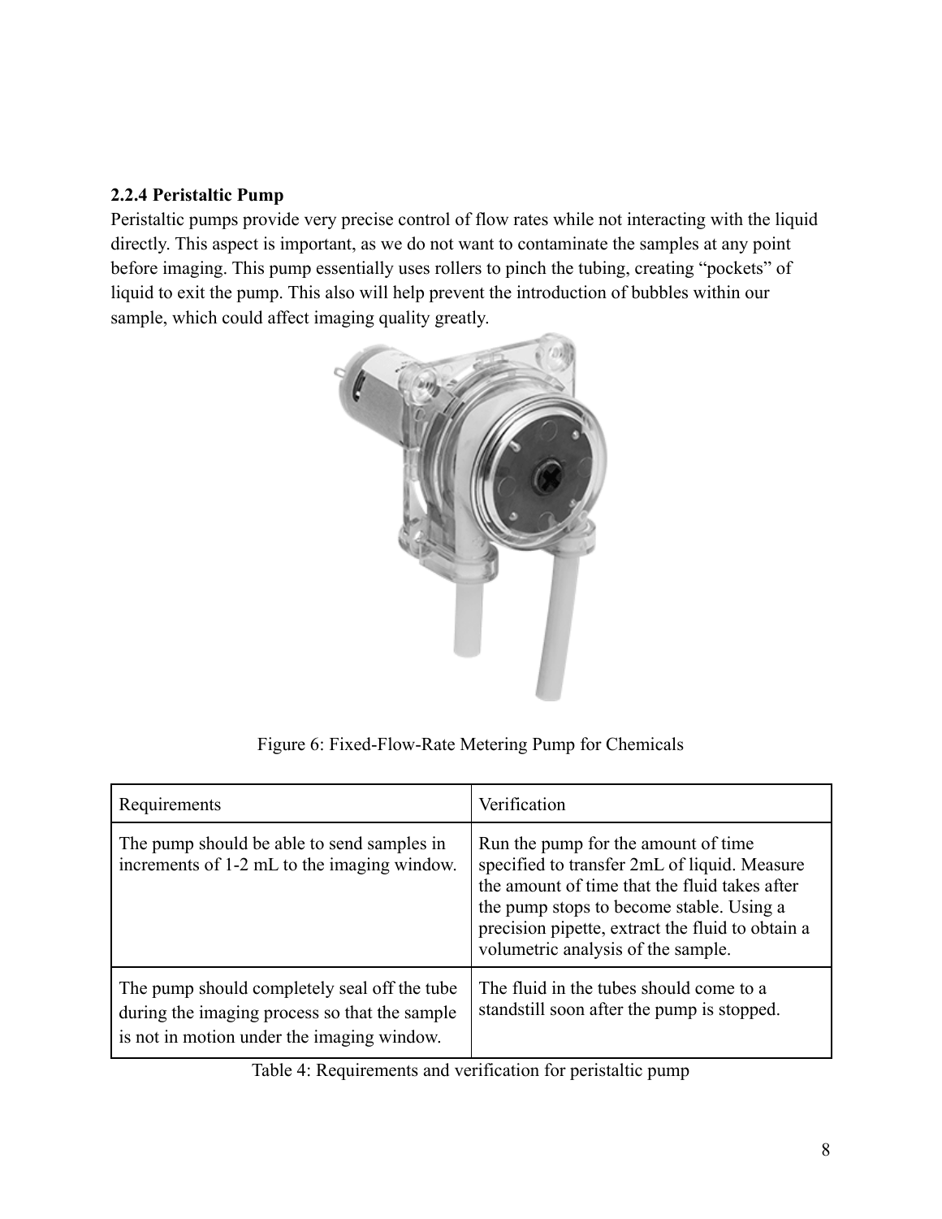### 2.2.4 Peristaltic Pump

Peristaltic pumps provide very precise control of flow rates while not interacting with the liquid directly. This aspect is important, as we do not want to contaminate the samples at any point before imaging. This pump essentially uses rollers to pinch the tubing, creating "pockets" of liquid to exit the pump. This also will help prevent the introduction of bubbles within our sample, which could affect imaging quality greatly.

Figure 6: Fixed-Flow-Rate Metering Pump for Chemicals

| Requirements | Verification |
|---|---|
| The pump should be able to send samples in increments of 1-2 mL to the imaging window. | Run the pump for the amount of time specified to transfer 2mL of liquid. Measure the amount of time that the fluid takes after the pump stops to become stable. Using a precision pipette, extract the fluid to obtain a volumetric analysis of the sample. |
| The pump should completely seal off the tube during the imaging process so that the sample is not in motion under the imaging window. | The fluid in the tubes should come to a standstill soon after the pump is stopped. |

Table 4: Requirements and verification for peristaltic pump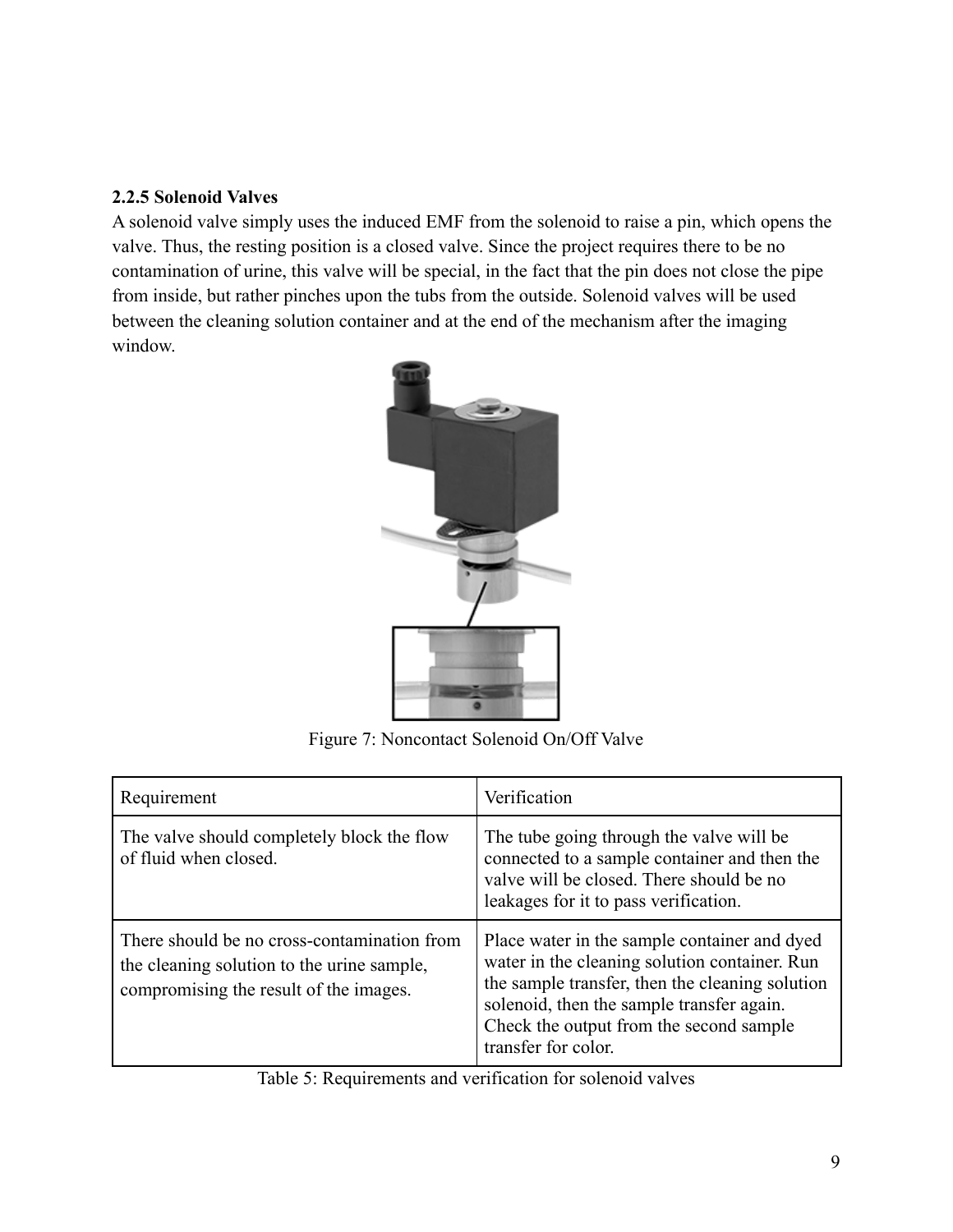### 2.2.5 Solenoid Valves

A solenoid valve simply uses the induced EMF from the solenoid to raise a pin, which opens the valve. Thus, the resting position is a closed valve. Since the project requires there to be no contamination of urine, this valve will be special, in the fact that the pin does not close the pipe from inside, but rather pinches upon the tubs from the outside. Solenoid valves will be used between the cleaning solution container and at the end of the mechanism after the imaging window.

Figure 7: Noncontact Solenoid On/Off Valve

| Requirement | Verification |
|---|---|
| The valve should completely block the flow of fluid when closed. | The tube going through the valve will be connected to a sample container and then the valve will be closed. There should be no leakages for it to pass verification. |
| There should be no cross-contamination from the cleaning solution to the urine sample, compromising the result of the images. | Place water in the sample container and dyed water in the cleaning solution container. Run the sample transfer, then the cleaning solution solenoid, then the sample transfer again. Check the output from the second sample transfer for color. |

Table 5: Requirements and verification for solenoid valves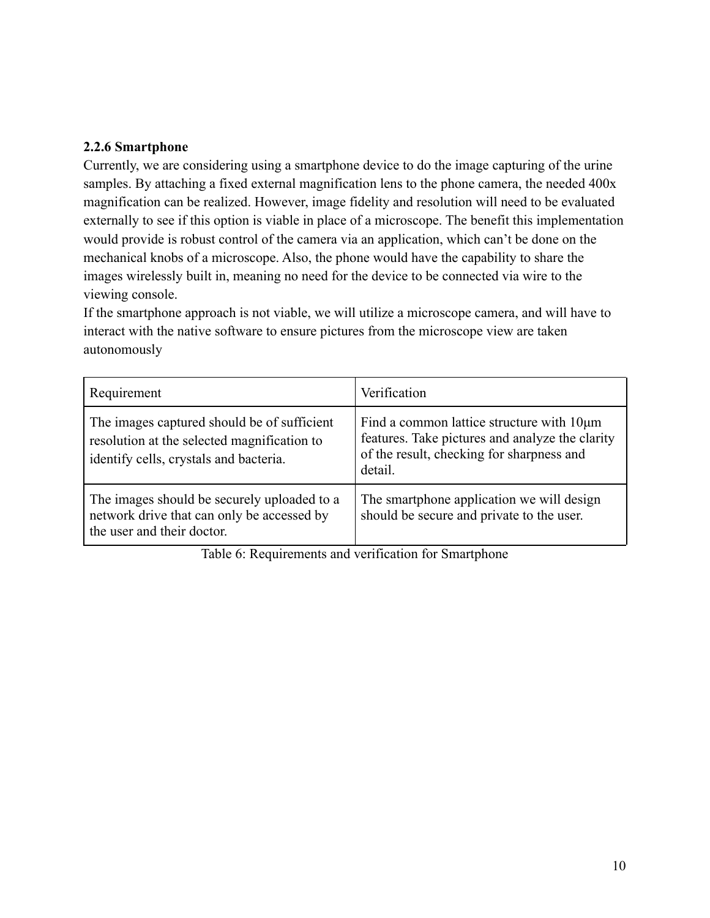### 2.2.6 Smartphone

Currently, we are considering using a smartphone device to do the image capturing of the urine samples. By attaching a fixed external magnification lens to the phone camera, the needed 400x magnification can be realized. However, image fidelity and resolution will need to be evaluated externally to see if this option is viable in place of a microscope. The benefit this implementation would provide is robust control of the camera via an application, which can't be done on the mechanical knobs of a microscope. Also, the phone would have the capability to share the images wirelessly built in, meaning no need for the device to be connected via wire to the viewing console.

If the smartphone approach is not viable, we will utilize a microscope camera, and will have to interact with the native software to ensure pictures from the microscope view are taken autonomously

| Requirement | Verification |
| --- | --- |
| The images captured should be of sufficient resolution at the selected magnification to identify cells, crystals and bacteria. | Find a common lattice structure with 10μm features. Take pictures and analyze the clarity of the result, checking for sharpness and detail. |
| The images should be securely uploaded to a network drive that can only be accessed by the user and their doctor. | The smartphone application we will design should be secure and private to the user. |

Table 6: Requirements and verification for Smartphone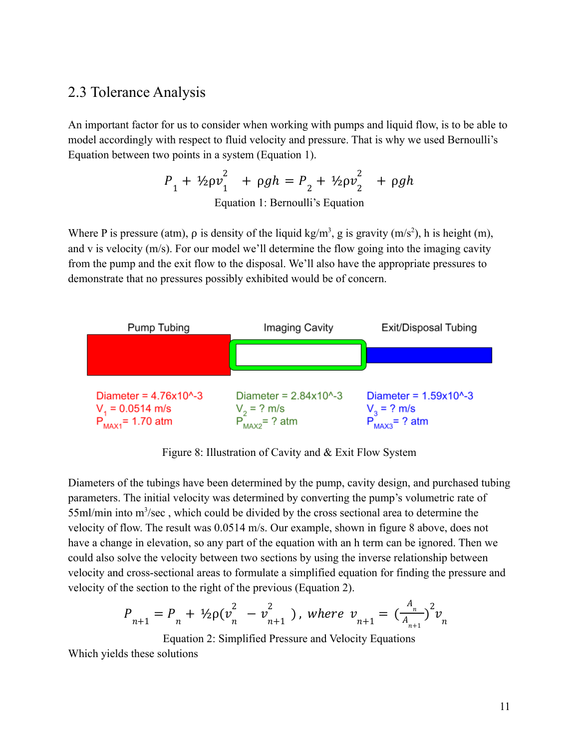## 2.3 Tolerance Analysis

An important factor for us to consider when working with pumps and liquid flow, is to be able to model accordingly with respect to fluid velocity and pressure. That is why we used Bernoulli's Equation between two points in a system (Equation 1).

$$P_1 + ½\rho v_1^2 + \rho gh = P_2 + ½\rho v_2^2 + \rho gh$$

Equation 1: Bernoulli's Equation

Where P is pressure (atm), ρ is density of the liquid kg/m$^3$, g is gravity (m/s$^2$), h is height (m), and v is velocity (m/s). For our model we'll determine the flow going into the imaging cavity from the pump and the exit flow to the disposal. We'll also have the appropriate pressures to demonstrate that no pressures possibly exhibited would be of concern.

| Pump Tubing | Imaging Cavity | Exit/Disposal Tubing |
| --- | --- | --- |
| Diameter = 4.76x10^-3 | Diameter = 2.84x10^-3 | Diameter = 1.59x10^-3 |
| $V_1$ = 0.0514 m/s | $V_2$ = ? m/s | $V_3$ = ? m/s |
| $P_{MAX1}$ = 1.70 atm | $P_{MAX2}$ = ? atm | $P_{MAX3}$ = ? atm |

Figure 8: Illustration of Cavity and & Exit Flow System

Diameters of the tubings have been determined by the pump, cavity design, and purchased tubing parameters. The initial velocity was determined by converting the pump's volumetric rate of 55ml/min into m$^3$/sec , which could be divided by the cross sectional area to determine the velocity of flow. The result was 0.0514 m/s. Our example, shown in figure 8 above, does not have a change in elevation, so any part of the equation with an h term can be ignored. Then we could also solve the velocity between two sections by using the inverse relationship between velocity and cross-sectional areas to formulate a simplified equation for finding the pressure and velocity of the section to the right of the previous (Equation 2).

$$P_{n+1} = P_n + ½\rho(v_n^2 - v_{n+1}^2),\ where\ v_{n+1} = \left(\frac{A_n}{A_{n+1}}\right)^2 v_n$$

Equation 2: Simplified Pressure and Velocity Equations

Which yields these solutions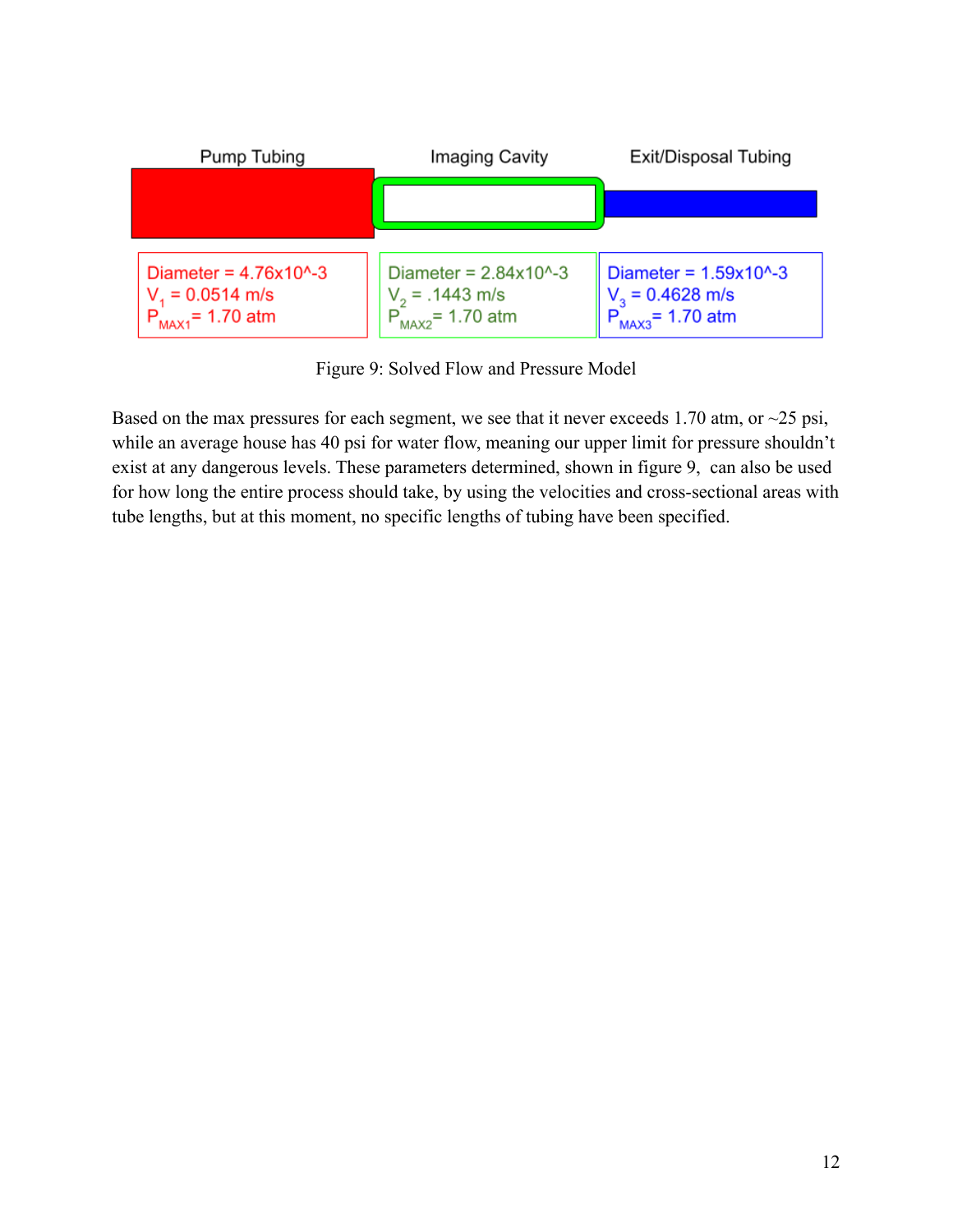| Pump Tubing | Imaging Cavity | Exit/Disposal Tubing |
| --- | --- | --- |
| Diameter = 4.76x10^-3 | Diameter = 2.84x10^-3 | Diameter = 1.59x10^-3 |
| $V_1$ = 0.0514 m/s | $V_2$ = .1443 m/s | $V_3$ = 0.4628 m/s |
| $P_{MAX1}$= 1.70 atm | $P_{MAX2}$= 1.70 atm | $P_{MAX3}$= 1.70 atm |

Figure 9: Solved Flow and Pressure Model

Based on the max pressures for each segment, we see that it never exceeds 1.70 atm, or ~25 psi, while an average house has 40 psi for water flow, meaning our upper limit for pressure shouldn't exist at any dangerous levels. These parameters determined, shown in figure 9, can also be used for how long the entire process should take, by using the velocities and cross-sectional areas with tube lengths, but at this moment, no specific lengths of tubing have been specified.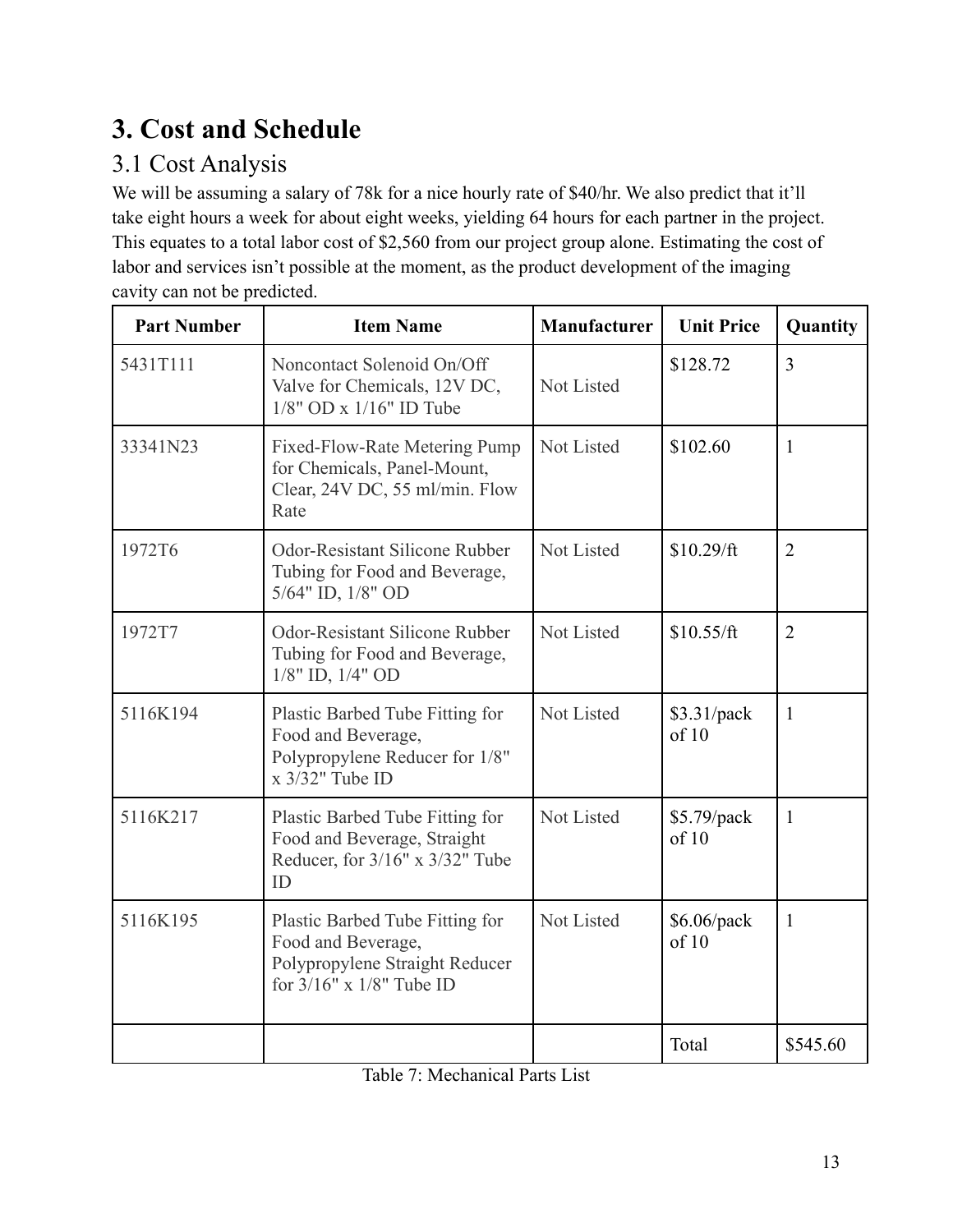# 3. Cost and Schedule

## 3.1 Cost Analysis

We will be assuming a salary of 78k for a nice hourly rate of $40/hr. We also predict that it'll take eight hours a week for about eight weeks, yielding 64 hours for each partner in the project. This equates to a total labor cost of $2,560 from our project group alone. Estimating the cost of labor and services isn't possible at the moment, as the product development of the imaging cavity can not be predicted.

| Part Number | Item Name | Manufacturer | Unit Price | Quantity |
|---|---|---|---|---|
| 5431T111 | Noncontact Solenoid On/Off Valve for Chemicals, 12V DC, 1/8" OD x 1/16" ID Tube | Not Listed | $128.72 | 3 |
| 33341N23 | Fixed-Flow-Rate Metering Pump for Chemicals, Panel-Mount, Clear, 24V DC, 55 ml/min. Flow Rate | Not Listed | $102.60 | 1 |
| 1972T6 | Odor-Resistant Silicone Rubber Tubing for Food and Beverage, 5/64" ID, 1/8" OD | Not Listed | $10.29/ft | 2 |
| 1972T7 | Odor-Resistant Silicone Rubber Tubing for Food and Beverage, 1/8" ID, 1/4" OD | Not Listed | $10.55/ft | 2 |
| 5116K194 | Plastic Barbed Tube Fitting for Food and Beverage, Polypropylene Reducer for 1/8" x 3/32" Tube ID | Not Listed | $3.31/pack of 10 | 1 |
| 5116K217 | Plastic Barbed Tube Fitting for Food and Beverage, Straight Reducer, for 3/16" x 3/32" Tube ID | Not Listed | $5.79/pack of 10 | 1 |
| 5116K195 | Plastic Barbed Tube Fitting for Food and Beverage, Polypropylene Straight Reducer for 3/16" x 1/8" Tube ID | Not Listed | $6.06/pack of 10 | 1 |
| | | | Total | $545.60 |

Table 7: Mechanical Parts List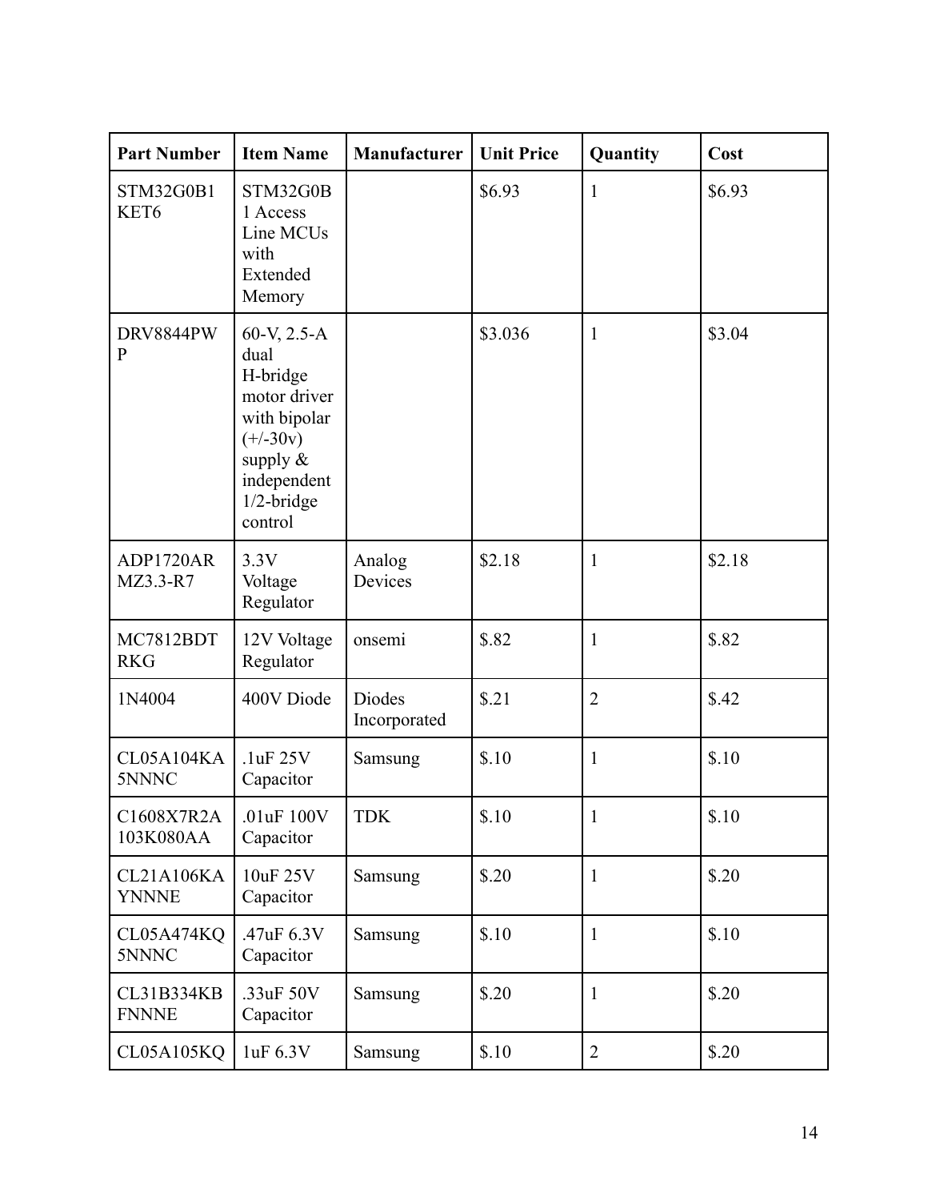| Part Number | Item Name | Manufacturer | Unit Price | Quantity | Cost |
| --- | --- | --- | --- | --- | --- |
| STM32G0B1KET6 | STM32G0B1 Access Line MCUs with Extended Memory | | $6.93 | 1 | $6.93 |
| DRV8844PWP | 60-V, 2.5-A dual H-bridge motor driver with bipolar (+/-30v) supply & independent 1/2-bridge control | | $3.036 | 1 | $3.04 |
| ADP1720ARMZ3.3-R7 | 3.3V Voltage Regulator | Analog Devices | $2.18 | 1 | $2.18 |
| MC7812BDTRKG | 12V Voltage Regulator | onsemi | $.82 | 1 | $.82 |
| 1N4004 | 400V Diode | Diodes Incorporated | $.21 | 2 | $.42 |
| CL05A104KA5NNNC | .1uF 25V Capacitor | Samsung | $.10 | 1 | $.10 |
| C1608X7R2A103K080AA | .01uF 100V Capacitor | TDK | $.10 | 1 | $.10 |
| CL21A106KAYNNNE | 10uF 25V Capacitor | Samsung | $.20 | 1 | $.20 |
| CL05A474KQ5NNNC | .47uF 6.3V Capacitor | Samsung | $.10 | 1 | $.10 |
| CL31B334KBFNNNE | .33uF 50V Capacitor | Samsung | $.20 | 1 | $.20 |
| CL05A105KQ | 1uF 6.3V | Samsung | $.10 | 2 | $.20 |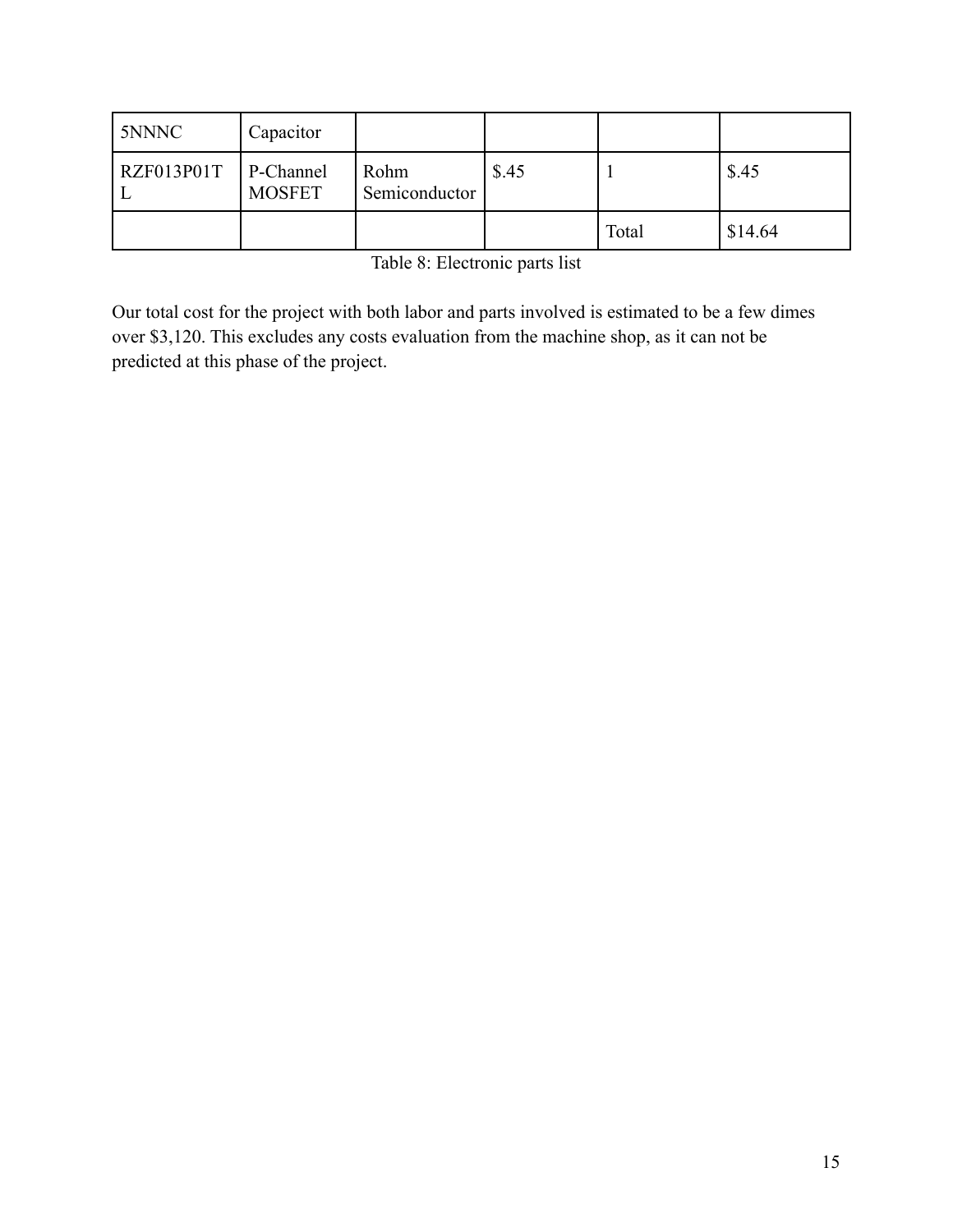| | | | | | |
|---|---|---|---|---|---|
| 5NNNC | Capacitor | | | | |
| RZF013P01TL | P-Channel MOSFET | Rohm Semiconductor | $.45 | 1 | $.45 |
| | | | | Total | $14.64 |

Table 8: Electronic parts list

Our total cost for the project with both labor and parts involved is estimated to be a few dimes over $3,120. This excludes any costs evaluation from the machine shop, as it can not be predicted at this phase of the project.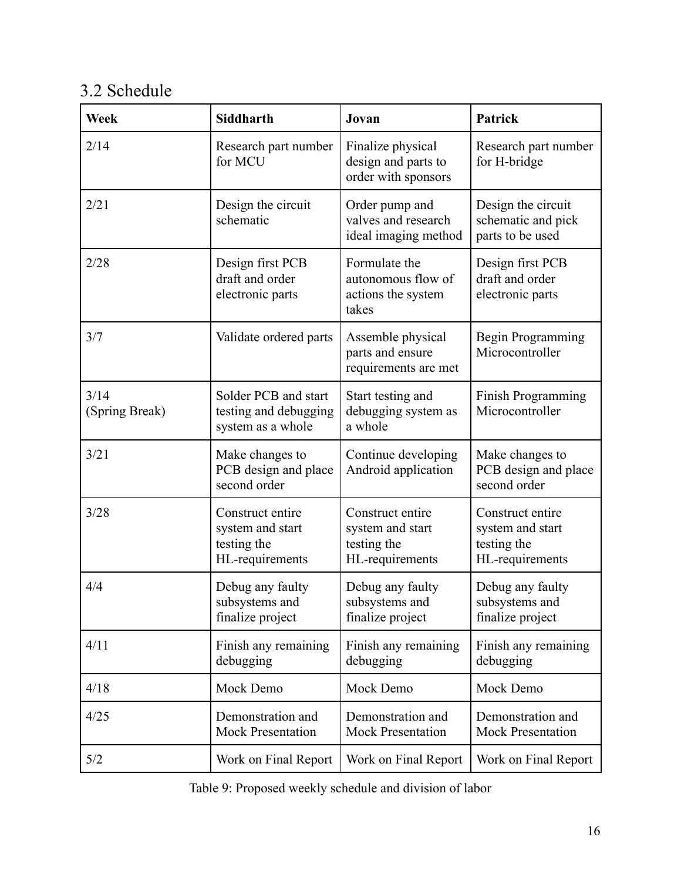## 3.2 Schedule

| Week | Siddharth | Jovan | Patrick |
|---|---|---|---|
| 2/14 | Research part number for MCU | Finalize physical design and parts to order with sponsors | Research part number for H-bridge |
| 2/21 | Design the circuit schematic | Order pump and valves and research ideal imaging method | Design the circuit schematic and pick parts to be used |
| 2/28 | Design first PCB draft and order electronic parts | Formulate the autonomous flow of actions the system takes | Design first PCB draft and order electronic parts |
| 3/7 | Validate ordered parts | Assemble physical parts and ensure requirements are met | Begin Programming Microcontroller |
| 3/14 (Spring Break) | Solder PCB and start testing and debugging system as a whole | Start testing and debugging system as a whole | Finish Programming Microcontroller |
| 3/21 | Make changes to PCB design and place second order | Continue developing Android application | Make changes to PCB design and place second order |
| 3/28 | Construct entire system and start testing the HL-requirements | Construct entire system and start testing the HL-requirements | Construct entire system and start testing the HL-requirements |
| 4/4 | Debug any faulty subsystems and finalize project | Debug any faulty subsystems and finalize project | Debug any faulty subsystems and finalize project |
| 4/11 | Finish any remaining debugging | Finish any remaining debugging | Finish any remaining debugging |
| 4/18 | Mock Demo | Mock Demo | Mock Demo |
| 4/25 | Demonstration and Mock Presentation | Demonstration and Mock Presentation | Demonstration and Mock Presentation |
| 5/2 | Work on Final Report | Work on Final Report | Work on Final Report |

Table 9: Proposed weekly schedule and division of labor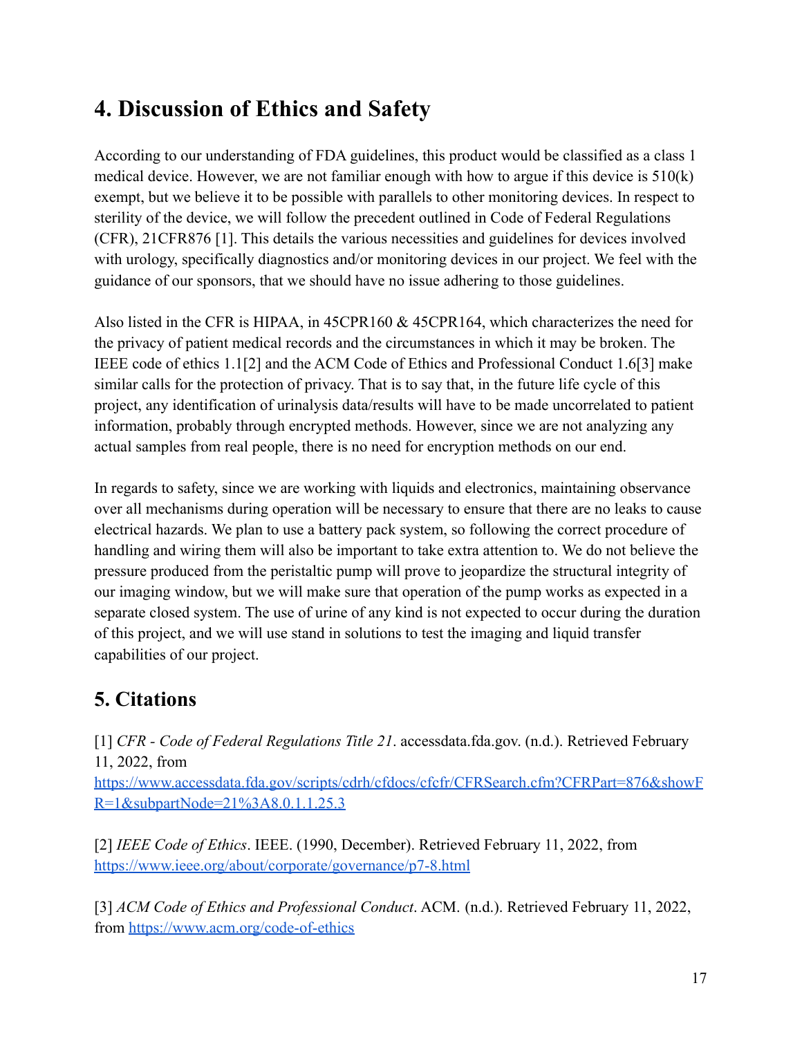## 4. Discussion of Ethics and Safety

According to our understanding of FDA guidelines, this product would be classified as a class 1 medical device. However, we are not familiar enough with how to argue if this device is 510(k) exempt, but we believe it to be possible with parallels to other monitoring devices. In respect to sterility of the device, we will follow the precedent outlined in Code of Federal Regulations (CFR), 21CFR876 [1]. This details the various necessities and guidelines for devices involved with urology, specifically diagnostics and/or monitoring devices in our project. We feel with the guidance of our sponsors, that we should have no issue adhering to those guidelines.

Also listed in the CFR is HIPAA, in 45CPR160 & 45CPR164, which characterizes the need for the privacy of patient medical records and the circumstances in which it may be broken. The IEEE code of ethics 1.1[2] and the ACM Code of Ethics and Professional Conduct 1.6[3] make similar calls for the protection of privacy. That is to say that, in the future life cycle of this project, any identification of urinalysis data/results will have to be made uncorrelated to patient information, probably through encrypted methods. However, since we are not analyzing any actual samples from real people, there is no need for encryption methods on our end.

In regards to safety, since we are working with liquids and electronics, maintaining observance over all mechanisms during operation will be necessary to ensure that there are no leaks to cause electrical hazards. We plan to use a battery pack system, so following the correct procedure of handling and wiring them will also be important to take extra attention to. We do not believe the pressure produced from the peristaltic pump will prove to jeopardize the structural integrity of our imaging window, but we will make sure that operation of the pump works as expected in a separate closed system. The use of urine of any kind is not expected to occur during the duration of this project, and we will use stand in solutions to test the imaging and liquid transfer capabilities of our project.

## 5. Citations

[1] *CFR - Code of Federal Regulations Title 21*. accessdata.fda.gov. (n.d.). Retrieved February 11, 2022, from https://www.accessdata.fda.gov/scripts/cdrh/cfdocs/cfcfr/CFRSearch.cfm?CFRPart=876&showFR=1&subpartNode=21%3A8.0.1.1.25.3

[2] *IEEE Code of Ethics*. IEEE. (1990, December). Retrieved February 11, 2022, from https://www.ieee.org/about/corporate/governance/p7-8.html

[3] *ACM Code of Ethics and Professional Conduct*. ACM. (n.d.). Retrieved February 11, 2022, from https://www.acm.org/code-of-ethics